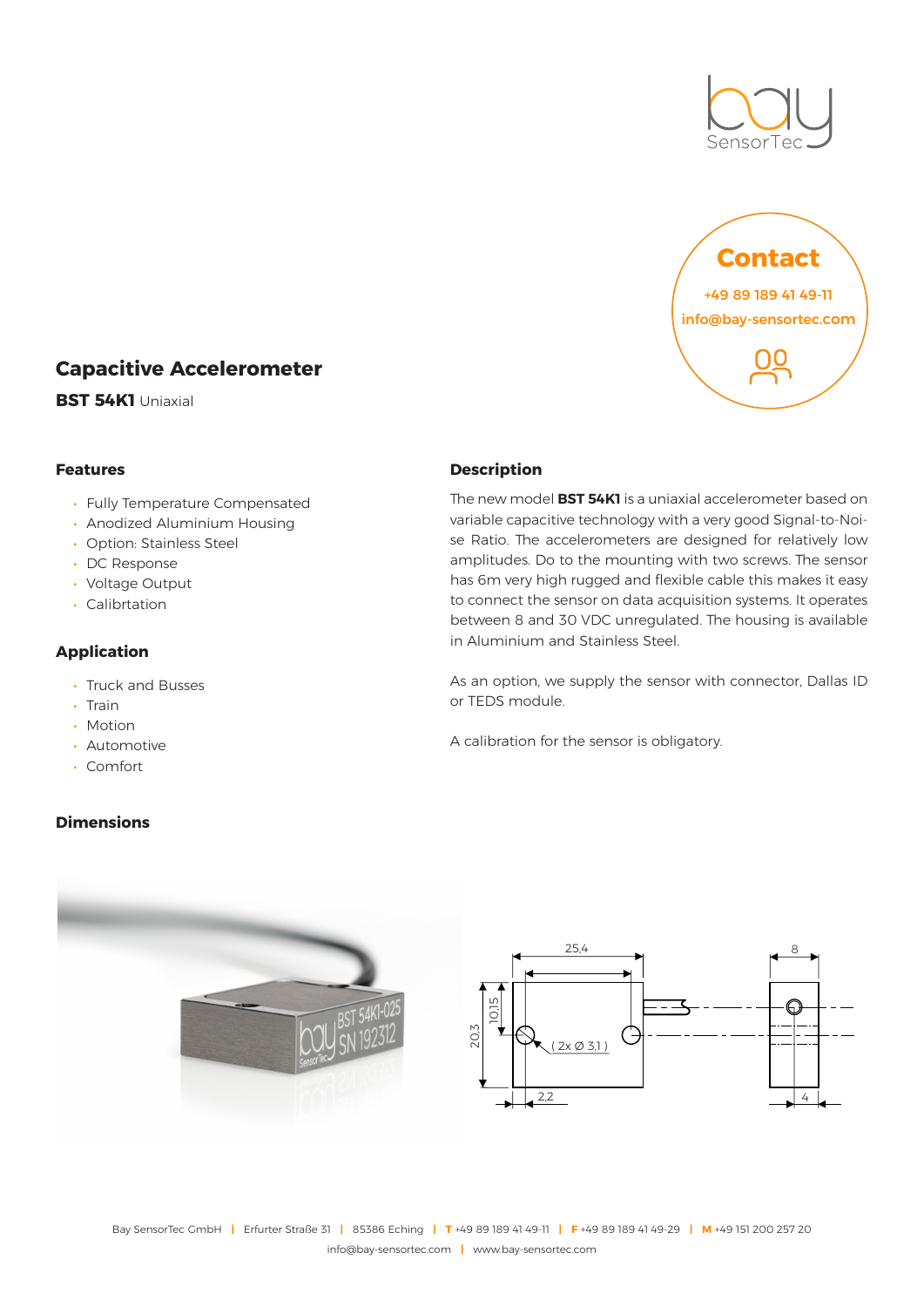## Contact

**+49 89 189 41 49-11**

**info@bay-sensortec.com**

# Capacitive Accelerometer

**BST 54K1** Uniaxial

### Features

- Fully Temperature Compensated
- Anodized Aluminium Housing
- Option: Stainless Steel
- DC Response
- Voltage Output
- Calibrtation

### Application

- Truck and Busses
- Train
- Motion
- Automotive
- Comfort

### Description

The new model **BST 54K1** is a uniaxial accelerometer based on variable capacitive technology with a very good Signal-to-Noise Ratio. The accelerometers are designed for relatively low amplitudes. Do to the mounting with two screws. The sensor has 6m very high rugged and flexible cable this makes it easy to connect the sensor on data acquisition systems. It operates between 8 and 30 VDC unregulated. The housing is available in Aluminium and Stainless Steel.

As an option, we supply the sensor with connector, Dallas ID or TEDS module.

A calibration for the sensor is obligatory.

### Dimensions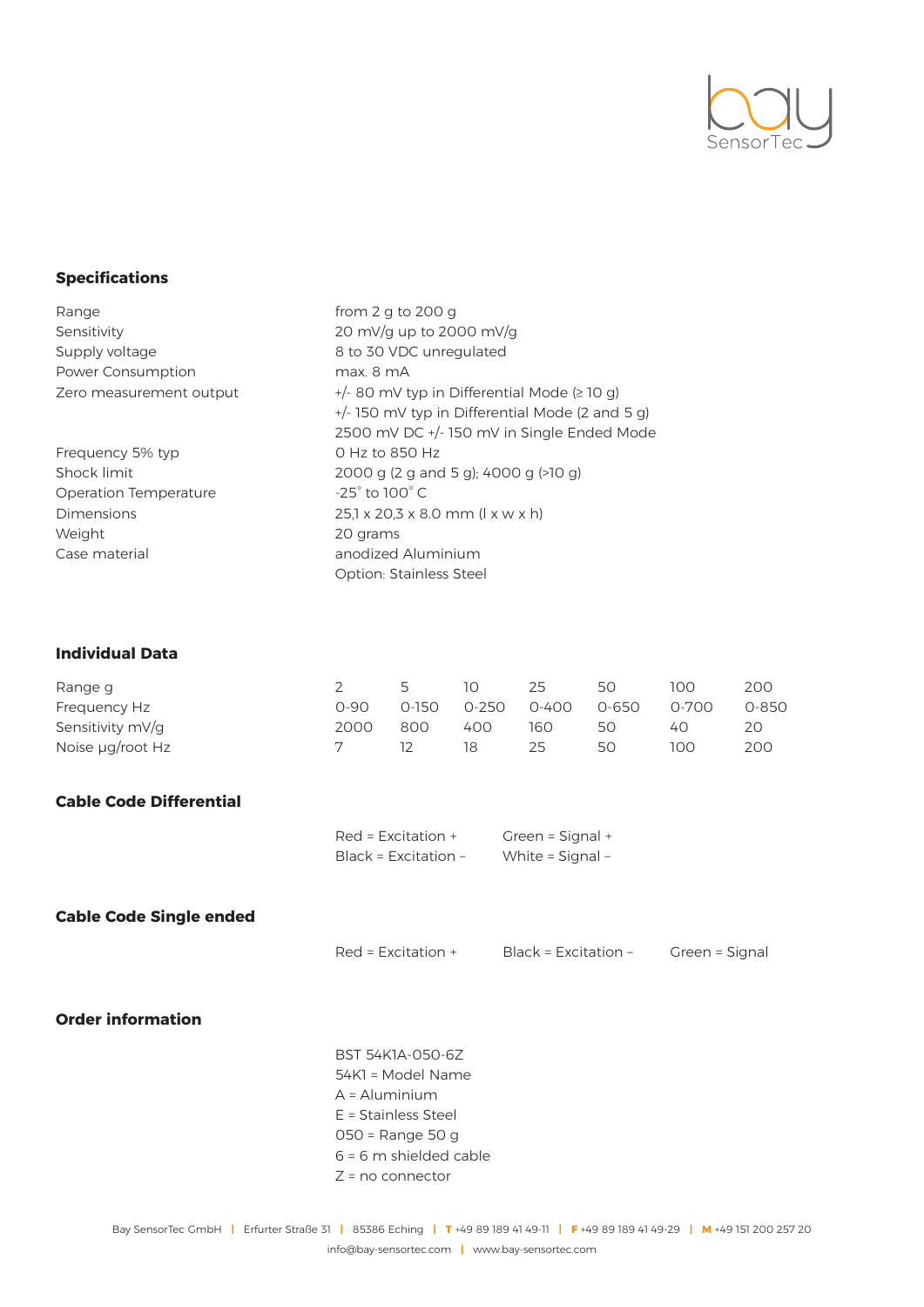## Specifications

| | |
|---|---|
| Range | from 2 g to 200 g |
| Sensitivity | 20 mV/g up to 2000 mV/g |
| Supply voltage | 8 to 30 VDC unregulated |
| Power Consumption | max. 8 mA |
| Zero measurement output | +/- 80 mV typ in Differential Mode (≥ 10 g)<br>+/- 150 mV typ in Differential Mode (2 and 5 g)<br>2500 mV DC +/- 150 mV in Single Ended Mode |
| Frequency 5% typ | 0 Hz to 850 Hz |
| Shock limit | 2000 g (2 g and 5 g); 4000 g (>10 g) |
| Operation Temperature | -25° to 100° C |
| Dimensions | 25,1 x 20,3 x 8.0 mm (l x w x h) |
| Weight | 20 grams |
| Case material | anodized Aluminium<br>Option: Stainless Steel |

## Individual Data

| | | | | | | | |
|---|---|---|---|---|---|---|---|
| Range g | 2 | 5 | 10 | 25 | 50 | 100 | 200 |
| Frequency Hz | 0-90 | 0-150 | 0-250 | 0-400 | 0-650 | 0-700 | 0-850 |
| Sensitivity mV/g | 2000 | 800 | 400 | 160 | 50 | 40 | 20 |
| Noise µg/root Hz | 7 | 12 | 18 | 25 | 50 | 100 | 200 |

## Cable Code Differential

Red = Excitation + Green = Signal +
Black = Excitation – White = Signal –

## Cable Code Single ended

Red = Excitation + Black = Excitation – Green = Signal

## Order information

BST 54K1A-050-6Z
54K1 = Model Name
A = Aluminium
E = Stainless Steel
050 = Range 50 g
6 = 6 m shielded cable
Z = no connector

Bay SensorTec GmbH | Erfurter Straße 31 | 85386 Eching | T +49 89 189 41 49-11 | F +49 89 189 41 49-29 | M +49 151 200 257 20
info@bay-sensortec.com | www.bay-sensortec.com